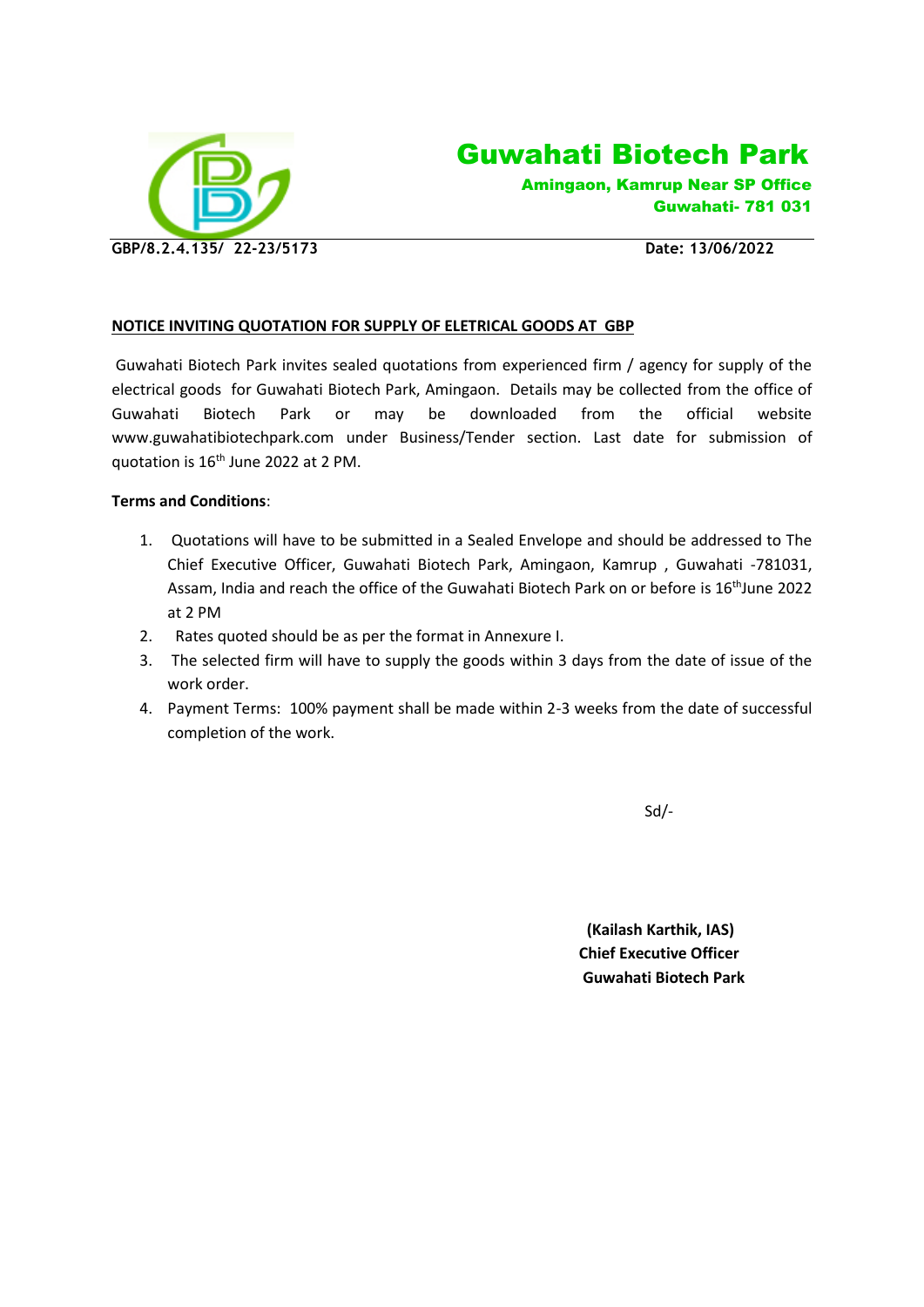# Guwahati Biotech Park

**Amingaon, Kamrup Near SP Office**
**Guwahati- 781 031**

**GBP/8.2.4.135/ 22-23/5173** **Date: 13/06/2022**

**NOTICE INVITING QUOTATION FOR SUPPLY OF ELETRICAL GOODS AT GBP**

Guwahati Biotech Park invites sealed quotations from experienced firm / agency for supply of the electrical goods for Guwahati Biotech Park, Amingaon. Details may be collected from the office of Guwahati Biotech Park or may be downloaded from the official website www.guwahatibiotechpark.com under Business/Tender section. Last date for submission of quotation is 16th June 2022 at 2 PM.

**Terms and Conditions**:

1. Quotations will have to be submitted in a Sealed Envelope and should be addressed to The Chief Executive Officer, Guwahati Biotech Park, Amingaon, Kamrup , Guwahati -781031, Assam, India and reach the office of the Guwahati Biotech Park on or before is 16thJune 2022 at 2 PM
2. Rates quoted should be as per the format in Annexure I.
3. The selected firm will have to supply the goods within 3 days from the date of issue of the work order.
4. Payment Terms: 100% payment shall be made within 2-3 weeks from the date of successful completion of the work.

Sd/-

**(Kailash Karthik, IAS)**
**Chief Executive Officer**
**Guwahati Biotech Park**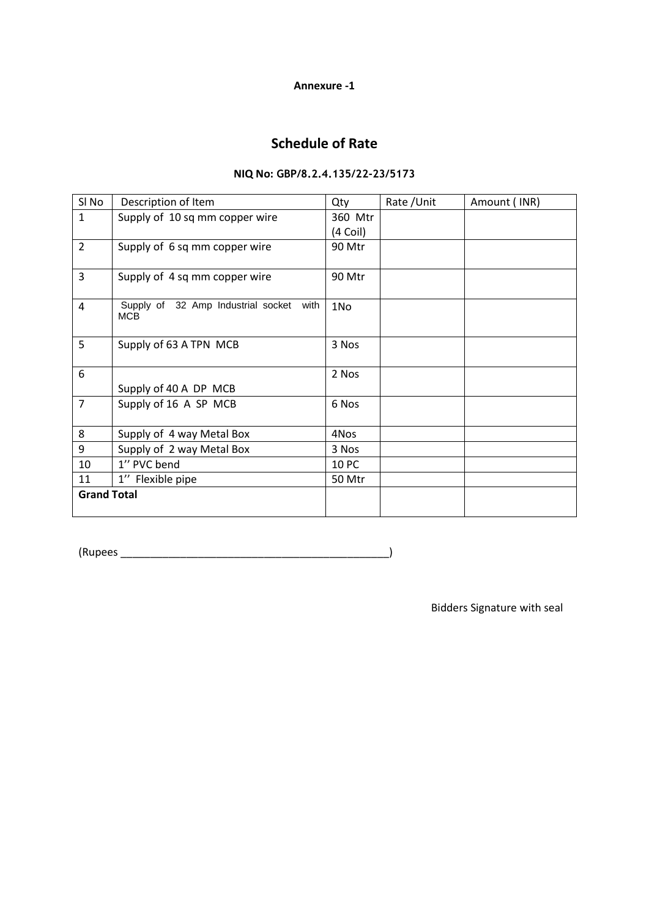**Annexure -1**

## Schedule of Rate

**NIQ No: GBP/8.2.4.135/22-23/5173**

| Sl No | Description of Item | Qty | Rate /Unit | Amount ( INR) |
|---|---|---|---|---|
| 1 | Supply of 10 sq mm copper wire | 360 Mtr (4 Coil) | | |
| 2 | Supply of 6 sq mm copper wire | 90 Mtr | | |
| 3 | Supply of 4 sq mm copper wire | 90 Mtr | | |
| 4 | Supply of 32 Amp Industrial socket with MCB | 1No | | |
| 5 | Supply of 63 A TPN MCB | 3 Nos | | |
| 6 | Supply of 40 A DP MCB | 2 Nos | | |
| 7 | Supply of 16 A SP MCB | 6 Nos | | |
| 8 | Supply of 4 way Metal Box | 4Nos | | |
| 9 | Supply of 2 way Metal Box | 3 Nos | | |
| 10 | 1'' PVC bend | 10 PC | | |
| 11 | 1'' Flexible pipe | 50 Mtr | | |
| **Grand Total** | | | | |

(Rupees _______________________________________________)

Bidders Signature with seal